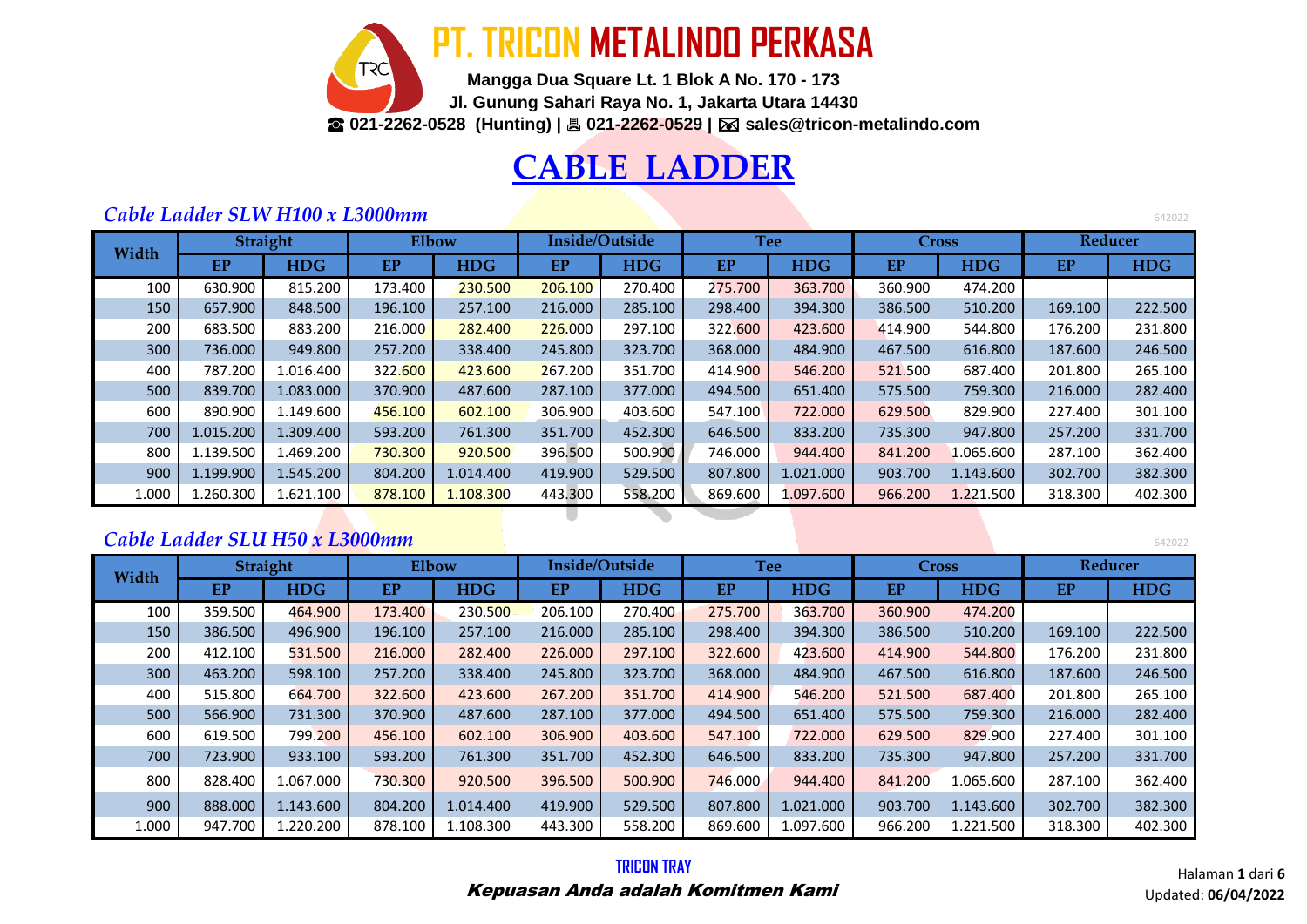# PT. TRICON METALINDO PERKASA

**Mangga Dua Square Lt. 1 Blok A No. 170 - 173**
**Jl. Gunung Sahari Raya No. 1, Jakarta Utara 14430**
**☎ 021-2262-0528 (Hunting) | 🖷 021-2262-0529 | 🖂 sales@tricon-metalindo.com**

# CABLE LADDER

## *Cable Ladder SLW H100 x L3000mm*

642022

| Width | Straight | | Elbow | | Inside/Outside | | Tee | | Cross | | Reducer | |
|---|---|---|---|---|---|---|---|---|---|---|---|---|
| | EP | HDG | EP | HDG | EP | HDG | EP | HDG | EP | HDG | EP | HDG |
| 100 | 630.900 | 815.200 | 173.400 | 230.500 | 206.100 | 270.400 | 275.700 | 363.700 | 360.900 | 474.200 | | |
| 150 | 657.900 | 848.500 | 196.100 | 257.100 | 216.000 | 285.100 | 298.400 | 394.300 | 386.500 | 510.200 | 169.100 | 222.500 |
| 200 | 683.500 | 883.200 | 216.000 | 282.400 | 226.000 | 297.100 | 322.600 | 423.600 | 414.900 | 544.800 | 176.200 | 231.800 |
| 300 | 736.000 | 949.800 | 257.200 | 338.400 | 245.800 | 323.700 | 368.000 | 484.900 | 467.500 | 616.800 | 187.600 | 246.500 |
| 400 | 787.200 | 1.016.400 | 322.600 | 423.600 | 267.200 | 351.700 | 414.900 | 546.200 | 521.500 | 687.400 | 201.800 | 265.100 |
| 500 | 839.700 | 1.083.000 | 370.900 | 487.600 | 287.100 | 377.000 | 494.500 | 651.400 | 575.500 | 759.300 | 216.000 | 282.400 |
| 600 | 890.900 | 1.149.600 | 456.100 | 602.100 | 306.900 | 403.600 | 547.100 | 722.000 | 629.500 | 829.900 | 227.400 | 301.100 |
| 700 | 1.015.200 | 1.309.400 | 593.200 | 761.300 | 351.700 | 452.300 | 646.500 | 833.200 | 735.300 | 947.800 | 257.200 | 331.700 |
| 800 | 1.139.500 | 1.469.200 | 730.300 | 920.500 | 396.500 | 500.900 | 746.000 | 944.400 | 841.200 | 1.065.600 | 287.100 | 362.400 |
| 900 | 1.199.900 | 1.545.200 | 804.200 | 1.014.400 | 419.900 | 529.500 | 807.800 | 1.021.000 | 903.700 | 1.143.600 | 302.700 | 382.300 |
| 1.000 | 1.260.300 | 1.621.100 | 878.100 | 1.108.300 | 443.300 | 558.200 | 869.600 | 1.097.600 | 966.200 | 1.221.500 | 318.300 | 402.300 |

## *Cable Ladder SLU H50 x L3000mm*

642022

| Width | Straight | | Elbow | | Inside/Outside | | Tee | | Cross | | Reducer | |
|---|---|---|---|---|---|---|---|---|---|---|---|---|
| | EP | HDG | EP | HDG | EP | HDG | EP | HDG | EP | HDG | EP | HDG |
| 100 | 359.500 | 464.900 | 173.400 | 230.500 | 206.100 | 270.400 | 275.700 | 363.700 | 360.900 | 474.200 | | |
| 150 | 386.500 | 496.900 | 196.100 | 257.100 | 216.000 | 285.100 | 298.400 | 394.300 | 386.500 | 510.200 | 169.100 | 222.500 |
| 200 | 412.100 | 531.500 | 216.000 | 282.400 | 226.000 | 297.100 | 322.600 | 423.600 | 414.900 | 544.800 | 176.200 | 231.800 |
| 300 | 463.200 | 598.100 | 257.200 | 338.400 | 245.800 | 323.700 | 368.000 | 484.900 | 467.500 | 616.800 | 187.600 | 246.500 |
| 400 | 515.800 | 664.700 | 322.600 | 423.600 | 267.200 | 351.700 | 414.900 | 546.200 | 521.500 | 687.400 | 201.800 | 265.100 |
| 500 | 566.900 | 731.300 | 370.900 | 487.600 | 287.100 | 377.000 | 494.500 | 651.400 | 575.500 | 759.300 | 216.000 | 282.400 |
| 600 | 619.500 | 799.200 | 456.100 | 602.100 | 306.900 | 403.600 | 547.100 | 722.000 | 629.500 | 829.900 | 227.400 | 301.100 |
| 700 | 723.900 | 933.100 | 593.200 | 761.300 | 351.700 | 452.300 | 646.500 | 833.200 | 735.300 | 947.800 | 257.200 | 331.700 |
| 800 | 828.400 | 1.067.000 | 730.300 | 920.500 | 396.500 | 500.900 | 746.000 | 944.400 | 841.200 | 1.065.600 | 287.100 | 362.400 |
| 900 | 888.000 | 1.143.600 | 804.200 | 1.014.400 | 419.900 | 529.500 | 807.800 | 1.021.000 | 903.700 | 1.143.600 | 302.700 | 382.300 |
| 1.000 | 947.700 | 1.220.200 | 878.100 | 1.108.300 | 443.300 | 558.200 | 869.600 | 1.097.600 | 966.200 | 1.221.500 | 318.300 | 402.300 |

**TRICON TRAY**

***Kepuasan Anda adalah Komitmen Kami***

Updated: **06/04/2022**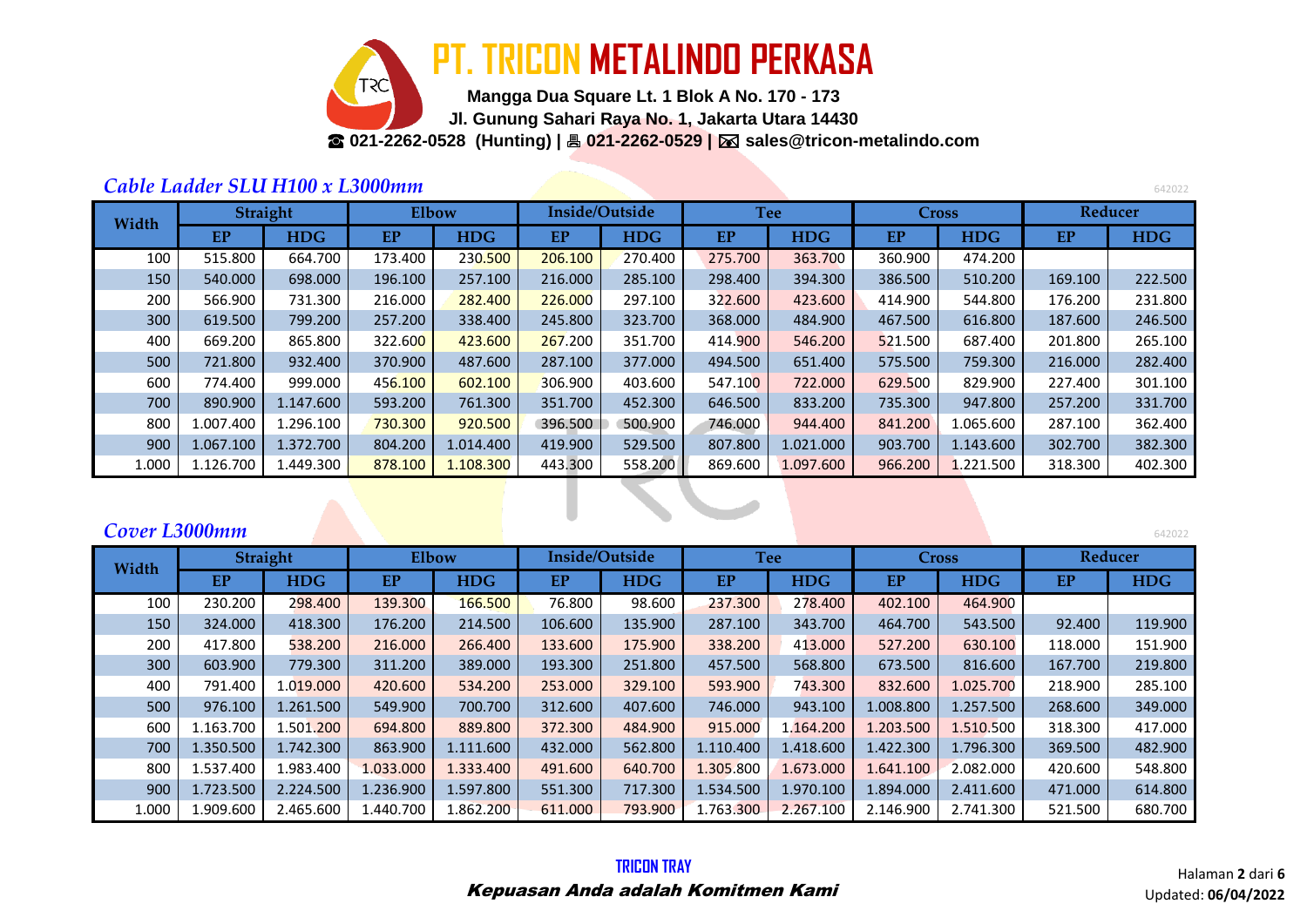# PT. TRICON METALINDO PERKASA

**Mangga Dua Square Lt. 1 Blok A No. 170 - 173**
**Jl. Gunung Sahari Raya No. 1, Jakarta Utara 14430**
**☎ 021-2262-0528 (Hunting) | 🖷 021-2262-0529 | 🖂 sales@tricon-metalindo.com**

## *Cable Ladder SLU H100 x L3000mm*

642022

| Width | Straight | | Elbow | | Inside/Outside | | Tee | | Cross | | Reducer | |
|---|---|---|---|---|---|---|---|---|---|---|---|---|
| | EP | HDG | EP | HDG | EP | HDG | EP | HDG | EP | HDG | EP | HDG |
| 100 | 515.800 | 664.700 | 173.400 | 230.500 | 206.100 | 270.400 | 275.700 | 363.700 | 360.900 | 474.200 | | |
| 150 | 540.000 | 698.000 | 196.100 | 257.100 | 216.000 | 285.100 | 298.400 | 394.300 | 386.500 | 510.200 | 169.100 | 222.500 |
| 200 | 566.900 | 731.300 | 216.000 | 282.400 | 226.000 | 297.100 | 322.600 | 423.600 | 414.900 | 544.800 | 176.200 | 231.800 |
| 300 | 619.500 | 799.200 | 257.200 | 338.400 | 245.800 | 323.700 | 368.000 | 484.900 | 467.500 | 616.800 | 187.600 | 246.500 |
| 400 | 669.200 | 865.800 | 322.600 | 423.600 | 267.200 | 351.700 | 414.900 | 546.200 | 521.500 | 687.400 | 201.800 | 265.100 |
| 500 | 721.800 | 932.400 | 370.900 | 487.600 | 287.100 | 377.000 | 494.500 | 651.400 | 575.500 | 759.300 | 216.000 | 282.400 |
| 600 | 774.400 | 999.000 | 456.100 | 602.100 | 306.900 | 403.600 | 547.100 | 722.000 | 629.500 | 829.900 | 227.400 | 301.100 |
| 700 | 890.900 | 1.147.600 | 593.200 | 761.300 | 351.700 | 452.300 | 646.500 | 833.200 | 735.300 | 947.800 | 257.200 | 331.700 |
| 800 | 1.007.400 | 1.296.100 | 730.300 | 920.500 | 396.500 | 500.900 | 746.000 | 944.400 | 841.200 | 1.065.600 | 287.100 | 362.400 |
| 900 | 1.067.100 | 1.372.700 | 804.200 | 1.014.400 | 419.900 | 529.500 | 807.800 | 1.021.000 | 903.700 | 1.143.600 | 302.700 | 382.300 |
| 1.000 | 1.126.700 | 1.449.300 | 878.100 | 1.108.300 | 443.300 | 558.200 | 869.600 | 1.097.600 | 966.200 | 1.221.500 | 318.300 | 402.300 |

## *Cover L3000mm*

642022

| Width | Straight | | Elbow | | Inside/Outside | | Tee | | Cross | | Reducer | |
|---|---|---|---|---|---|---|---|---|---|---|---|---|
| | EP | HDG | EP | HDG | EP | HDG | EP | HDG | EP | HDG | EP | HDG |
| 100 | 230.200 | 298.400 | 139.300 | 166.500 | 76.800 | 98.600 | 237.300 | 278.400 | 402.100 | 464.900 | | |
| 150 | 324.000 | 418.300 | 176.200 | 214.500 | 106.600 | 135.900 | 287.100 | 343.700 | 464.700 | 543.500 | 92.400 | 119.900 |
| 200 | 417.800 | 538.200 | 216.000 | 266.400 | 133.600 | 175.900 | 338.200 | 413.000 | 527.200 | 630.100 | 118.000 | 151.900 |
| 300 | 603.900 | 779.300 | 311.200 | 389.000 | 193.300 | 251.800 | 457.500 | 568.800 | 673.500 | 816.600 | 167.700 | 219.800 |
| 400 | 791.400 | 1.019.000 | 420.600 | 534.200 | 253.000 | 329.100 | 593.900 | 743.300 | 832.600 | 1.025.700 | 218.900 | 285.100 |
| 500 | 976.100 | 1.261.500 | 549.900 | 700.700 | 312.600 | 407.600 | 746.000 | 943.100 | 1.008.800 | 1.257.500 | 268.600 | 349.000 |
| 600 | 1.163.700 | 1.501.200 | 694.800 | 889.800 | 372.300 | 484.900 | 915.000 | 1.164.200 | 1.203.500 | 1.510.500 | 318.300 | 417.000 |
| 700 | 1.350.500 | 1.742.300 | 863.900 | 1.111.600 | 432.000 | 562.800 | 1.110.400 | 1.418.600 | 1.422.300 | 1.796.300 | 369.500 | 482.900 |
| 800 | 1.537.400 | 1.983.400 | 1.033.000 | 1.333.400 | 491.600 | 640.700 | 1.305.800 | 1.673.000 | 1.641.100 | 2.082.000 | 420.600 | 548.800 |
| 900 | 1.723.500 | 2.224.500 | 1.236.900 | 1.597.800 | 551.300 | 717.300 | 1.534.500 | 1.970.100 | 1.894.000 | 2.411.600 | 471.000 | 614.800 |
| 1.000 | 1.909.600 | 2.465.600 | 1.440.700 | 1.862.200 | 611.000 | 793.900 | 1.763.300 | 2.267.100 | 2.146.900 | 2.741.300 | 521.500 | 680.700 |

**TRICON TRAY**

***Kepuasan Anda adalah Komitmen Kami***

Updated: **06/04/2022**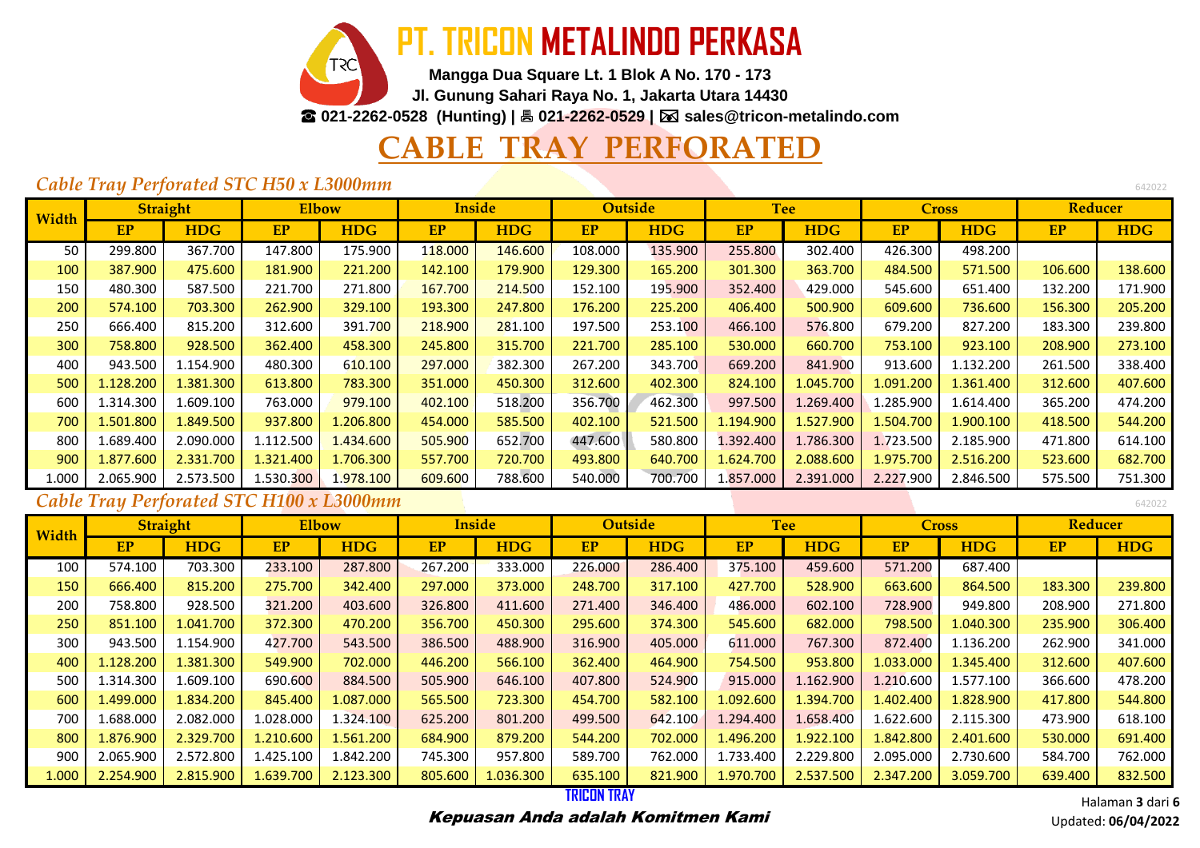# PT. TRICON METALINDO PERKASA

**Mangga Dua Square Lt. 1 Blok A No. 170 - 173**
**Jl. Gunung Sahari Raya No. 1, Jakarta Utara 14430**
**☎ 021-2262-0528 (Hunting) | 🖷 021-2262-0529 | 🖂 sales@tricon-metalindo.com**

## CABLE TRAY PERFORATED

### *Cable Tray Perforated STC H50 x L3000mm*

642022

| Width | Straight | | Elbow | | Inside | | Outside | | Tee | | Cross | | Reducer | |
|---|---|---|---|---|---|---|---|---|---|---|---|---|---|---|
| | EP | HDG | EP | HDG | EP | HDG | EP | HDG | EP | HDG | EP | HDG | EP | HDG |
| 50 | 299.800 | 367.700 | 147.800 | 175.900 | 118.000 | 146.600 | 108.000 | 135.900 | 255.800 | 302.400 | 426.300 | 498.200 | | |
| 100 | 387.900 | 475.600 | 181.900 | 221.200 | 142.100 | 179.900 | 129.300 | 165.200 | 301.300 | 363.700 | 484.500 | 571.500 | 106.600 | 138.600 |
| 150 | 480.300 | 587.500 | 221.700 | 271.800 | 167.700 | 214.500 | 152.100 | 195.900 | 352.400 | 429.000 | 545.600 | 651.400 | 132.200 | 171.900 |
| 200 | 574.100 | 703.300 | 262.900 | 329.100 | 193.300 | 247.800 | 176.200 | 225.200 | 406.400 | 500.900 | 609.600 | 736.600 | 156.300 | 205.200 |
| 250 | 666.400 | 815.200 | 312.600 | 391.700 | 218.900 | 281.100 | 197.500 | 253.100 | 466.100 | 576.800 | 679.200 | 827.200 | 183.300 | 239.800 |
| 300 | 758.800 | 928.500 | 362.400 | 458.300 | 245.800 | 315.700 | 221.700 | 285.100 | 530.000 | 660.700 | 753.100 | 923.100 | 208.900 | 273.100 |
| 400 | 943.500 | 1.154.900 | 480.300 | 610.100 | 297.000 | 382.300 | 267.200 | 343.700 | 669.200 | 841.900 | 913.600 | 1.132.200 | 261.500 | 338.400 |
| 500 | 1.128.200 | 1.381.300 | 613.800 | 783.300 | 351.000 | 450.300 | 312.600 | 402.300 | 824.100 | 1.045.700 | 1.091.200 | 1.361.400 | 312.600 | 407.600 |
| 600 | 1.314.300 | 1.609.100 | 763.000 | 979.100 | 402.100 | 518.200 | 356.700 | 462.300 | 997.500 | 1.269.400 | 1.285.900 | 1.614.400 | 365.200 | 474.200 |
| 700 | 1.501.800 | 1.849.500 | 937.800 | 1.206.800 | 454.000 | 585.500 | 402.100 | 521.500 | 1.194.900 | 1.527.900 | 1.504.700 | 1.900.100 | 418.500 | 544.200 |
| 800 | 1.689.400 | 2.090.000 | 1.112.500 | 1.434.600 | 505.900 | 652.700 | 447.600 | 580.800 | 1.392.400 | 1.786.300 | 1.723.500 | 2.185.900 | 471.800 | 614.100 |
| 900 | 1.877.600 | 2.331.700 | 1.321.400 | 1.706.300 | 557.700 | 720.700 | 493.800 | 640.700 | 1.624.700 | 2.088.600 | 1.975.700 | 2.516.200 | 523.600 | 682.700 |
| 1.000 | 2.065.900 | 2.573.500 | 1.530.300 | 1.978.100 | 609.600 | 788.600 | 540.000 | 700.700 | 1.857.000 | 2.391.000 | 2.227.900 | 2.846.500 | 575.500 | 751.300 |

### *Cable Tray Perforated STC H100 x L3000mm*

642022

| Width | Straight | | Elbow | | Inside | | Outside | | Tee | | Cross | | Reducer | |
|---|---|---|---|---|---|---|---|---|---|---|---|---|---|---|
| | EP | HDG | EP | HDG | EP | HDG | EP | HDG | EP | HDG | EP | HDG | EP | HDG |
| 100 | 574.100 | 703.300 | 233.100 | 287.800 | 267.200 | 333.000 | 226.000 | 286.400 | 375.100 | 459.600 | 571.200 | 687.400 | | |
| 150 | 666.400 | 815.200 | 275.700 | 342.400 | 297.000 | 373.000 | 248.700 | 317.100 | 427.700 | 528.900 | 663.600 | 864.500 | 183.300 | 239.800 |
| 200 | 758.800 | 928.500 | 321.200 | 403.600 | 326.800 | 411.600 | 271.400 | 346.400 | 486.000 | 602.100 | 728.900 | 949.800 | 208.900 | 271.800 |
| 250 | 851.100 | 1.041.700 | 372.300 | 470.200 | 356.700 | 450.300 | 295.600 | 374.300 | 545.600 | 682.000 | 798.500 | 1.040.300 | 235.900 | 306.400 |
| 300 | 943.500 | 1.154.900 | 427.700 | 543.500 | 386.500 | 488.900 | 316.900 | 405.000 | 611.000 | 767.300 | 872.400 | 1.136.200 | 262.900 | 341.000 |
| 400 | 1.128.200 | 1.381.300 | 549.900 | 702.000 | 446.200 | 566.100 | 362.400 | 464.900 | 754.500 | 953.800 | 1.033.000 | 1.345.400 | 312.600 | 407.600 |
| 500 | 1.314.300 | 1.609.100 | 690.600 | 884.500 | 505.900 | 646.100 | 407.800 | 524.900 | 915.000 | 1.162.900 | 1.210.600 | 1.577.100 | 366.600 | 478.200 |
| 600 | 1.499.000 | 1.834.200 | 845.400 | 1.087.000 | 565.500 | 723.300 | 454.700 | 582.100 | 1.092.600 | 1.394.700 | 1.402.400 | 1.828.900 | 417.800 | 544.800 |
| 700 | 1.688.000 | 2.082.000 | 1.028.000 | 1.324.100 | 625.200 | 801.200 | 499.500 | 642.100 | 1.294.400 | 1.658.400 | 1.622.600 | 2.115.300 | 473.900 | 618.100 |
| 800 | 1.876.900 | 2.329.700 | 1.210.600 | 1.561.200 | 684.900 | 879.200 | 544.200 | 702.000 | 1.496.200 | 1.922.100 | 1.842.800 | 2.401.600 | 530.000 | 691.400 |
| 900 | 2.065.900 | 2.572.800 | 1.425.100 | 1.842.200 | 745.300 | 957.800 | 589.700 | 762.000 | 1.733.400 | 2.229.800 | 2.095.000 | 2.730.600 | 584.700 | 762.000 |
| 1.000 | 2.254.900 | 2.815.900 | 1.639.700 | 2.123.300 | 805.600 | 1.036.300 | 635.100 | 821.900 | 1.970.700 | 2.537.500 | 2.347.200 | 3.059.700 | 639.400 | 832.500 |

**TRICON TRAY**

*Kepuasan Anda adalah Komitmen Kami*

Updated: **06/04/2022**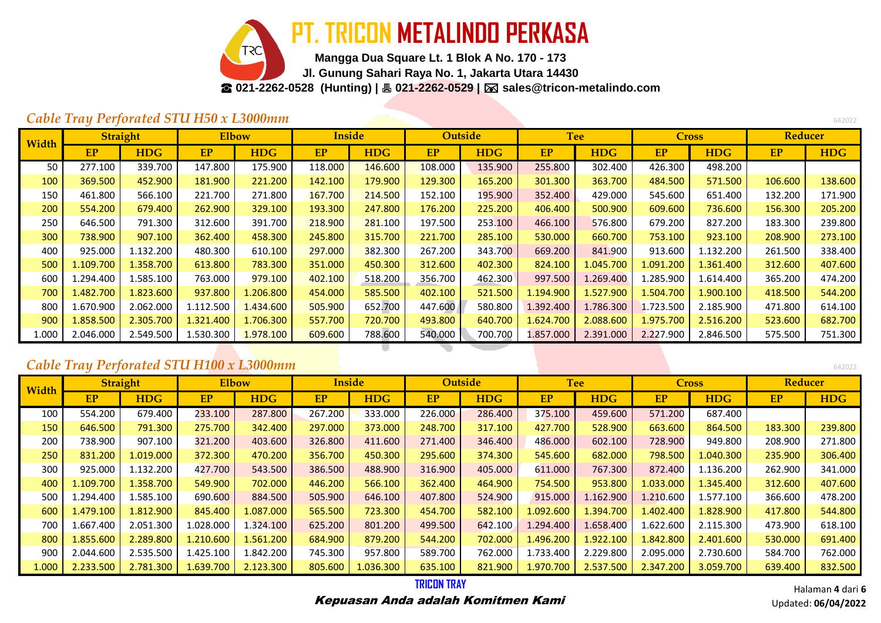# PT. TRICON METALINDO PERKASA

**Mangga Dua Square Lt. 1 Blok A No. 170 - 173**
**Jl. Gunung Sahari Raya No. 1, Jakarta Utara 14430**
**☎ 021-2262-0528 (Hunting) | 🖷 021-2262-0529 | 🖂 sales@tricon-metalindo.com**

## *Cable Tray Perforated STU H50 x L3000mm*

642022

| Width | Straight | | Elbow | | Inside | | Outside | | Tee | | Cross | | Reducer | |
|---|---|---|---|---|---|---|---|---|---|---|---|---|---|---|
| | EP | HDG | EP | HDG | EP | HDG | EP | HDG | EP | HDG | EP | HDG | EP | HDG |
| 50 | 277.100 | 339.700 | 147.800 | 175.900 | 118.000 | 146.600 | 108.000 | 135.900 | 255.800 | 302.400 | 426.300 | 498.200 | | |
| 100 | 369.500 | 452.900 | 181.900 | 221.200 | 142.100 | 179.900 | 129.300 | 165.200 | 301.300 | 363.700 | 484.500 | 571.500 | 106.600 | 138.600 |
| 150 | 461.800 | 566.100 | 221.700 | 271.800 | 167.700 | 214.500 | 152.100 | 195.900 | 352.400 | 429.000 | 545.600 | 651.400 | 132.200 | 171.900 |
| 200 | 554.200 | 679.400 | 262.900 | 329.100 | 193.300 | 247.800 | 176.200 | 225.200 | 406.400 | 500.900 | 609.600 | 736.600 | 156.300 | 205.200 |
| 250 | 646.500 | 791.300 | 312.600 | 391.700 | 218.900 | 281.100 | 197.500 | 253.100 | 466.100 | 576.800 | 679.200 | 827.200 | 183.300 | 239.800 |
| 300 | 738.900 | 907.100 | 362.400 | 458.300 | 245.800 | 315.700 | 221.700 | 285.100 | 530.000 | 660.700 | 753.100 | 923.100 | 208.900 | 273.100 |
| 400 | 925.000 | 1.132.200 | 480.300 | 610.100 | 297.000 | 382.300 | 267.200 | 343.700 | 669.200 | 841.900 | 913.600 | 1.132.200 | 261.500 | 338.400 |
| 500 | 1.109.700 | 1.358.700 | 613.800 | 783.300 | 351.000 | 450.300 | 312.600 | 402.300 | 824.100 | 1.045.700 | 1.091.200 | 1.361.400 | 312.600 | 407.600 |
| 600 | 1.294.400 | 1.585.100 | 763.000 | 979.100 | 402.100 | 518.200 | 356.700 | 462.300 | 997.500 | 1.269.400 | 1.285.900 | 1.614.400 | 365.200 | 474.200 |
| 700 | 1.482.700 | 1.823.600 | 937.800 | 1.206.800 | 454.000 | 585.500 | 402.100 | 521.500 | 1.194.900 | 1.527.900 | 1.504.700 | 1.900.100 | 418.500 | 544.200 |
| 800 | 1.670.900 | 2.062.000 | 1.112.500 | 1.434.600 | 505.900 | 652.700 | 447.600 | 580.800 | 1.392.400 | 1.786.300 | 1.723.500 | 2.185.900 | 471.800 | 614.100 |
| 900 | 1.858.500 | 2.305.700 | 1.321.400 | 1.706.300 | 557.700 | 720.700 | 493.800 | 640.700 | 1.624.700 | 2.088.600 | 1.975.700 | 2.516.200 | 523.600 | 682.700 |
| 1.000 | 2.046.000 | 2.549.500 | 1.530.300 | 1.978.100 | 609.600 | 788.600 | 540.000 | 700.700 | 1.857.000 | 2.391.000 | 2.227.900 | 2.846.500 | 575.500 | 751.300 |

## *Cable Tray Perforated STU H100 x L3000mm*

642022

| Width | Straight | | Elbow | | Inside | | Outside | | Tee | | Cross | | Reducer | |
|---|---|---|---|---|---|---|---|---|---|---|---|---|---|---|
| | EP | HDG | EP | HDG | EP | HDG | EP | HDG | EP | HDG | EP | HDG | EP | HDG |
| 100 | 554.200 | 679.400 | 233.100 | 287.800 | 267.200 | 333.000 | 226.000 | 286.400 | 375.100 | 459.600 | 571.200 | 687.400 | | |
| 150 | 646.500 | 791.300 | 275.700 | 342.400 | 297.000 | 373.000 | 248.700 | 317.100 | 427.700 | 528.900 | 663.600 | 864.500 | 183.300 | 239.800 |
| 200 | 738.900 | 907.100 | 321.200 | 403.600 | 326.800 | 411.600 | 271.400 | 346.400 | 486.000 | 602.100 | 728.900 | 949.800 | 208.900 | 271.800 |
| 250 | 831.200 | 1.019.000 | 372.300 | 470.200 | 356.700 | 450.300 | 295.600 | 374.300 | 545.600 | 682.000 | 798.500 | 1.040.300 | 235.900 | 306.400 |
| 300 | 925.000 | 1.132.200 | 427.700 | 543.500 | 386.500 | 488.900 | 316.900 | 405.000 | 611.000 | 767.300 | 872.400 | 1.136.200 | 262.900 | 341.000 |
| 400 | 1.109.700 | 1.358.700 | 549.900 | 702.000 | 446.200 | 566.100 | 362.400 | 464.900 | 754.500 | 953.800 | 1.033.000 | 1.345.400 | 312.600 | 407.600 |
| 500 | 1.294.400 | 1.585.100 | 690.600 | 884.500 | 505.900 | 646.100 | 407.800 | 524.900 | 915.000 | 1.162.900 | 1.210.600 | 1.577.100 | 366.600 | 478.200 |
| 600 | 1.479.100 | 1.812.900 | 845.400 | 1.087.000 | 565.500 | 723.300 | 454.700 | 582.100 | 1.092.600 | 1.394.700 | 1.402.400 | 1.828.900 | 417.800 | 544.800 |
| 700 | 1.667.400 | 2.051.300 | 1.028.000 | 1.324.100 | 625.200 | 801.200 | 499.500 | 642.100 | 1.294.400 | 1.658.400 | 1.622.600 | 2.115.300 | 473.900 | 618.100 |
| 800 | 1.855.600 | 2.289.800 | 1.210.600 | 1.561.200 | 684.900 | 879.200 | 544.200 | 702.000 | 1.496.200 | 1.922.100 | 1.842.800 | 2.401.600 | 530.000 | 691.400 |
| 900 | 2.044.600 | 2.535.500 | 1.425.100 | 1.842.200 | 745.300 | 957.800 | 589.700 | 762.000 | 1.733.400 | 2.229.800 | 2.095.000 | 2.730.600 | 584.700 | 762.000 |
| 1.000 | 2.233.500 | 2.781.300 | 1.639.700 | 2.123.300 | 805.600 | 1.036.300 | 635.100 | 821.900 | 1.970.700 | 2.537.500 | 2.347.200 | 3.059.700 | 639.400 | 832.500 |

**TRICON TRAY**

***Kepuasan Anda adalah Komitmen Kami***

Updated: **06/04/2022**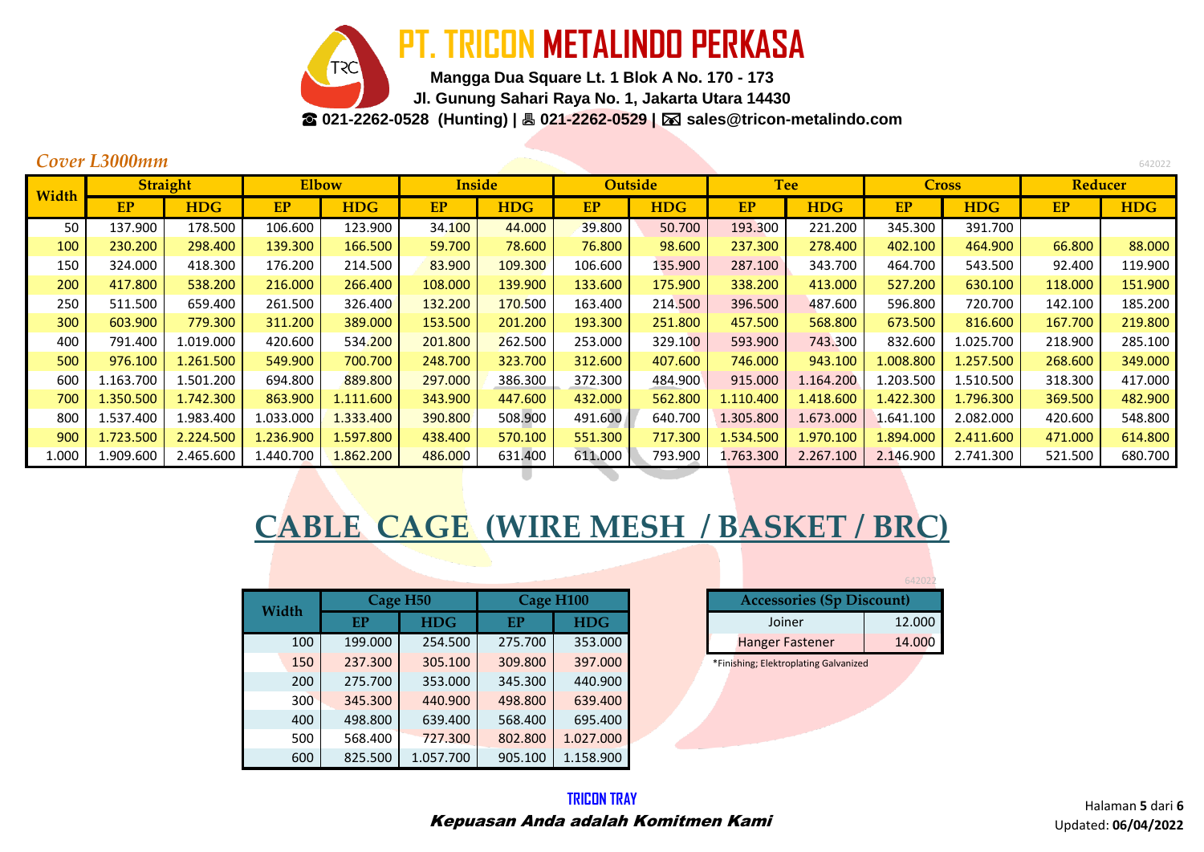# PT. TRICON METALINDO PERKASA

**Mangga Dua Square Lt. 1 Blok A No. 170 - 173**
**Jl. Gunung Sahari Raya No. 1, Jakarta Utara 14430**
**☎ 021-2262-0528 (Hunting) | 🖷 021-2262-0529 | 🖂 sales@tricon-metalindo.com**

*Cover L3000mm*

642022

| Width | Straight | | Elbow | | Inside | | Outside | | Tee | | Cross | | Reducer | |
|---|---|---|---|---|---|---|---|---|---|---|---|---|---|---|
| | EP | HDG | EP | HDG | EP | HDG | EP | HDG | EP | HDG | EP | HDG | EP | HDG |
| 50 | 137.900 | 178.500 | 106.600 | 123.900 | 34.100 | 44.000 | 39.800 | 50.700 | 193.300 | 221.200 | 345.300 | 391.700 | | |
| 100 | 230.200 | 298.400 | 139.300 | 166.500 | 59.700 | 78.600 | 76.800 | 98.600 | 237.300 | 278.400 | 402.100 | 464.900 | 66.800 | 88.000 |
| 150 | 324.000 | 418.300 | 176.200 | 214.500 | 83.900 | 109.300 | 106.600 | 135.900 | 287.100 | 343.700 | 464.700 | 543.500 | 92.400 | 119.900 |
| 200 | 417.800 | 538.200 | 216.000 | 266.400 | 108.000 | 139.900 | 133.600 | 175.900 | 338.200 | 413.000 | 527.200 | 630.100 | 118.000 | 151.900 |
| 250 | 511.500 | 659.400 | 261.500 | 326.400 | 132.200 | 170.500 | 163.400 | 214.500 | 396.500 | 487.600 | 596.800 | 720.700 | 142.100 | 185.200 |
| 300 | 603.900 | 779.300 | 311.200 | 389.000 | 153.500 | 201.200 | 193.300 | 251.800 | 457.500 | 568.800 | 673.500 | 816.600 | 167.700 | 219.800 |
| 400 | 791.400 | 1.019.000 | 420.600 | 534.200 | 201.800 | 262.500 | 253.000 | 329.100 | 593.900 | 743.300 | 832.600 | 1.025.700 | 218.900 | 285.100 |
| 500 | 976.100 | 1.261.500 | 549.900 | 700.700 | 248.700 | 323.700 | 312.600 | 407.600 | 746.000 | 943.100 | 1.008.800 | 1.257.500 | 268.600 | 349.000 |
| 600 | 1.163.700 | 1.501.200 | 694.800 | 889.800 | 297.000 | 386.300 | 372.300 | 484.900 | 915.000 | 1.164.200 | 1.203.500 | 1.510.500 | 318.300 | 417.000 |
| 700 | 1.350.500 | 1.742.300 | 863.900 | 1.111.600 | 343.900 | 447.600 | 432.000 | 562.800 | 1.110.400 | 1.418.600 | 1.422.300 | 1.796.300 | 369.500 | 482.900 |
| 800 | 1.537.400 | 1.983.400 | 1.033.000 | 1.333.400 | 390.800 | 508.900 | 491.600 | 640.700 | 1.305.800 | 1.673.000 | 1.641.100 | 2.082.000 | 420.600 | 548.800 |
| 900 | 1.723.500 | 2.224.500 | 1.236.900 | 1.597.800 | 438.400 | 570.100 | 551.300 | 717.300 | 1.534.500 | 1.970.100 | 1.894.000 | 2.411.600 | 471.000 | 614.800 |
| 1.000 | 1.909.600 | 2.465.600 | 1.440.700 | 1.862.200 | 486.000 | 631.400 | 611.000 | 793.900 | 1.763.300 | 2.267.100 | 2.146.900 | 2.741.300 | 521.500 | 680.700 |

## CABLE CAGE (WIRE MESH / BASKET / BRC)

| Width | Cage H50 | | Cage H100 | |
|---|---|---|---|---|
| | EP | HDG | EP | HDG |
| 100 | 199.000 | 254.500 | 275.700 | 353.000 |
| 150 | 237.300 | 305.100 | 309.800 | 397.000 |
| 200 | 275.700 | 353.000 | 345.300 | 440.900 |
| 300 | 345.300 | 440.900 | 498.800 | 639.400 |
| 400 | 498.800 | 639.400 | 568.400 | 695.400 |
| 500 | 568.400 | 727.300 | 802.800 | 1.027.000 |
| 600 | 825.500 | 1.057.700 | 905.100 | 1.158.900 |

642022

| Accessories (Sp Discount) | |
|---|---|
| Joiner | 12.000 |
| Hanger Fastener | 14.000 |

*Finishing; Elektroplating Galvanized

**TRICON TRAY**

*Kepuasan Anda adalah Komitmen Kami*

Updated: **06/04/2022**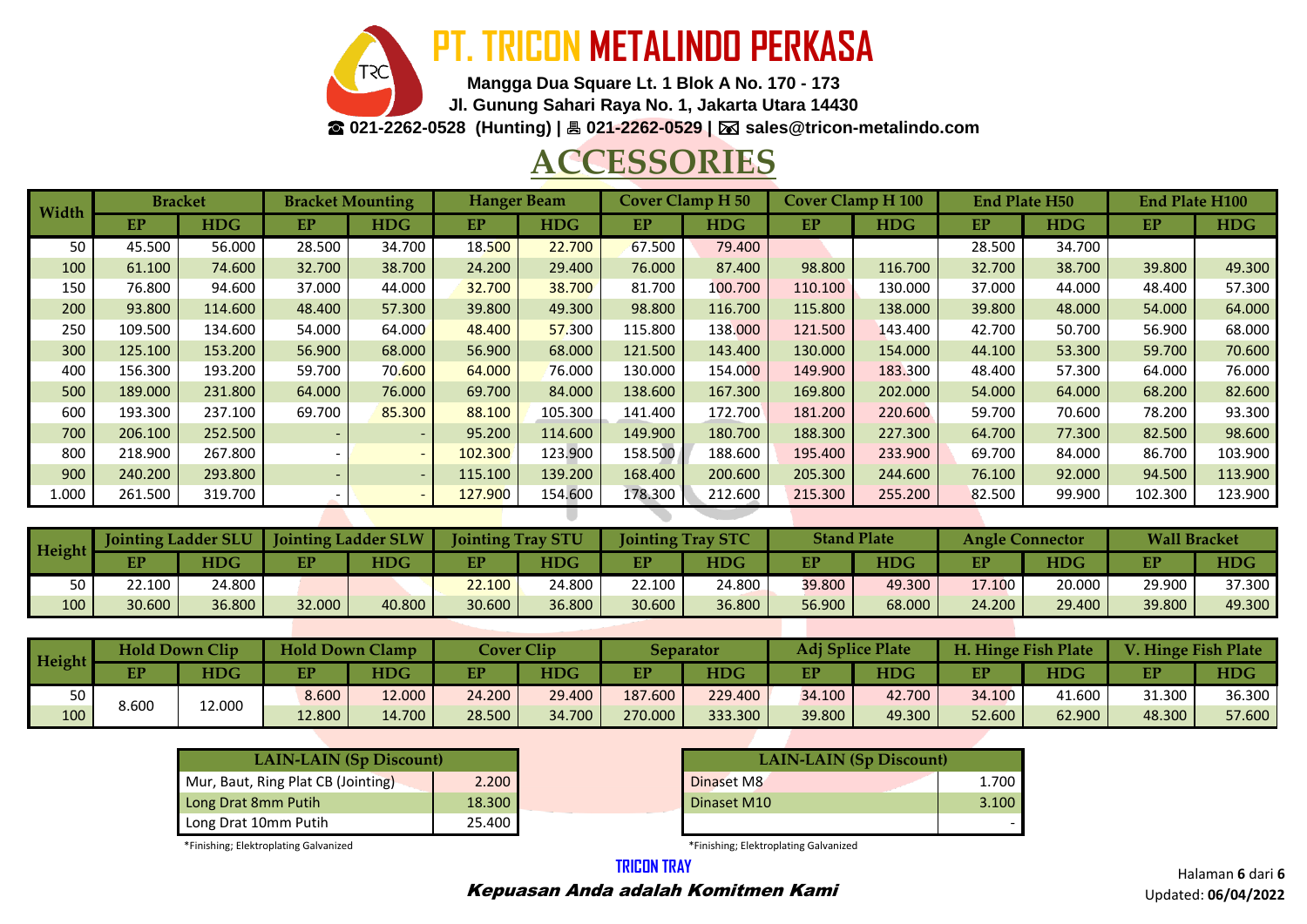# PT. TRICON METALINDO PERKASA

**Mangga Dua Square Lt. 1 Blok A No. 170 - 173**
**Jl. Gunung Sahari Raya No. 1, Jakarta Utara 14430**
**☎ 021-2262-0528 (Hunting) | 🖷 021-2262-0529 | ✉ sales@tricon-metalindo.com**

## ACCESSORIES

| Width | Bracket | | Bracket Mounting | | Hanger Beam | | Cover Clamp H 50 | | Cover Clamp H 100 | | End Plate H50 | | End Plate H100 | |
|---|---|---|---|---|---|---|---|---|---|---|---|---|---|---|
| | EP | HDG | EP | HDG | EP | HDG | EP | HDG | EP | HDG | EP | HDG | EP | HDG |
| 50 | 45.500 | 56.000 | 28.500 | 34.700 | 18.500 | 22.700 | 67.500 | 79.400 | | | 28.500 | 34.700 | | |
| 100 | 61.100 | 74.600 | 32.700 | 38.700 | 24.200 | 29.400 | 76.000 | 87.400 | 98.800 | 116.700 | 32.700 | 38.700 | 39.800 | 49.300 |
| 150 | 76.800 | 94.600 | 37.000 | 44.000 | 32.700 | 38.700 | 81.700 | 100.700 | 110.100 | 130.000 | 37.000 | 44.000 | 48.400 | 57.300 |
| 200 | 93.800 | 114.600 | 48.400 | 57.300 | 39.800 | 49.300 | 98.800 | 116.700 | 115.800 | 138.000 | 39.800 | 48.000 | 54.000 | 64.000 |
| 250 | 109.500 | 134.600 | 54.000 | 64.000 | 48.400 | 57.300 | 115.800 | 138.000 | 121.500 | 143.400 | 42.700 | 50.700 | 56.900 | 68.000 |
| 300 | 125.100 | 153.200 | 56.900 | 68.000 | 56.900 | 68.000 | 121.500 | 143.400 | 130.000 | 154.000 | 44.100 | 53.300 | 59.700 | 70.600 |
| 400 | 156.300 | 193.200 | 59.700 | 70.600 | 64.000 | 76.000 | 130.000 | 154.000 | 149.900 | 183.300 | 48.400 | 57.300 | 64.000 | 76.000 |
| 500 | 189.000 | 231.800 | 64.000 | 76.000 | 69.700 | 84.000 | 138.600 | 167.300 | 169.800 | 202.000 | 54.000 | 64.000 | 68.200 | 82.600 |
| 600 | 193.300 | 237.100 | 69.700 | 85.300 | 88.100 | 105.300 | 141.400 | 172.700 | 181.200 | 220.600 | 59.700 | 70.600 | 78.200 | 93.300 |
| 700 | 206.100 | 252.500 | - | - | 95.200 | 114.600 | 149.900 | 180.700 | 188.300 | 227.300 | 64.700 | 77.300 | 82.500 | 98.600 |
| 800 | 218.900 | 267.800 | - | - | 102.300 | 123.900 | 158.500 | 188.600 | 195.400 | 233.900 | 69.700 | 84.000 | 86.700 | 103.900 |
| 900 | 240.200 | 293.800 | - | - | 115.100 | 139.200 | 168.400 | 200.600 | 205.300 | 244.600 | 76.100 | 92.000 | 94.500 | 113.900 |
| 1.000 | 261.500 | 319.700 | - | - | 127.900 | 154.600 | 178.300 | 212.600 | 215.300 | 255.200 | 82.500 | 99.900 | 102.300 | 123.900 |

| Height | Jointing Ladder SLU | | Jointing Ladder SLW | | Jointing Tray STU | | Jointing Tray STC | | Stand Plate | | Angle Connector | | Wall Bracket | |
|---|---|---|---|---|---|---|---|---|---|---|---|---|---|---|
| | EP | HDG | EP | HDG | EP | HDG | EP | HDG | EP | HDG | EP | HDG | EP | HDG |
| 50 | 22.100 | 24.800 | | | 22.100 | 24.800 | 22.100 | 24.800 | 39.800 | 49.300 | 17.100 | 20.000 | 29.900 | 37.300 |
| 100 | 30.600 | 36.800 | 32.000 | 40.800 | 30.600 | 36.800 | 30.600 | 36.800 | 56.900 | 68.000 | 24.200 | 29.400 | 39.800 | 49.300 |

| Height | Hold Down Clip | | Hold Down Clamp | | Cover Clip | | Separator | | Adj Splice Plate | | H. Hinge Fish Plate | | V. Hinge Fish Plate | |
|---|---|---|---|---|---|---|---|---|---|---|---|---|---|---|
| | EP | HDG | EP | HDG | EP | HDG | EP | HDG | EP | HDG | EP | HDG | EP | HDG |
| 50 | 8.600 | 12.000 | 8.600 | 12.000 | 24.200 | 29.400 | 187.600 | 229.400 | 34.100 | 42.700 | 34.100 | 41.600 | 31.300 | 36.300 |
| 100 | | | 12.800 | 14.700 | 28.500 | 34.700 | 270.000 | 333.300 | 39.800 | 49.300 | 52.600 | 62.900 | 48.300 | 57.600 |

| LAIN-LAIN (Sp Discount) | |
|---|---|
| Mur, Baut, Ring Plat CB (Jointing) | 2.200 |
| Long Drat 8mm Putih | 18.300 |
| Long Drat 10mm Putih | 25.400 |

*Finishing; Elektroplating Galvanized

| LAIN-LAIN (Sp Discount) | |
|---|---|
| Dinaset M8 | 1.700 |
| Dinaset M10 | 3.100 |
| | - |

*Finishing; Elektroplating Galvanized

**TRICON TRAY**

*Kepuasan Anda adalah Komitmen Kami*

Updated: **06/04/2022**